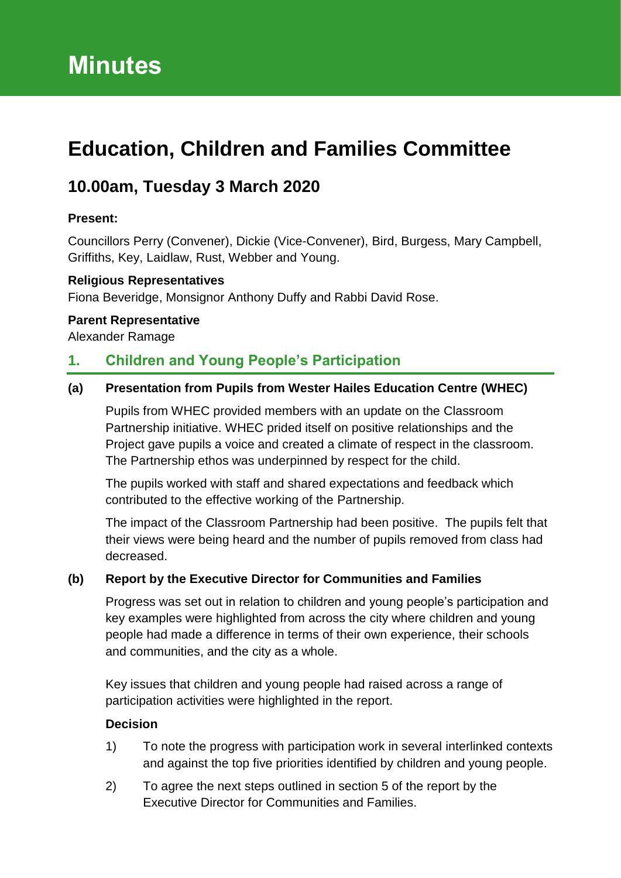# Minutes

# Education, Children and Families Committee

## 10.00am, Tuesday 3 March 2020

**Present:**

Councillors Perry (Convener), Dickie (Vice-Convener), Bird, Burgess, Mary Campbell, Griffiths, Key, Laidlaw, Rust, Webber and Young.

**Religious Representatives**

Fiona Beveridge, Monsignor Anthony Duffy and Rabbi David Rose.

**Parent Representative**

Alexander Ramage

## 1. Children and Young People's Participation

### (a) Presentation from Pupils from Wester Hailes Education Centre (WHEC)

Pupils from WHEC provided members with an update on the Classroom Partnership initiative. WHEC prided itself on positive relationships and the Project gave pupils a voice and created a climate of respect in the classroom. The Partnership ethos was underpinned by respect for the child.

The pupils worked with staff and shared expectations and feedback which contributed to the effective working of the Partnership.

The impact of the Classroom Partnership had been positive. The pupils felt that their views were being heard and the number of pupils removed from class had decreased.

### (b) Report by the Executive Director for Communities and Families

Progress was set out in relation to children and young people's participation and key examples were highlighted from across the city where children and young people had made a difference in terms of their own experience, their schools and communities, and the city as a whole.

Key issues that children and young people had raised across a range of participation activities were highlighted in the report.

**Decision**

1) To note the progress with participation work in several interlinked contexts and against the top five priorities identified by children and young people.

2) To agree the next steps outlined in section 5 of the report by the Executive Director for Communities and Families.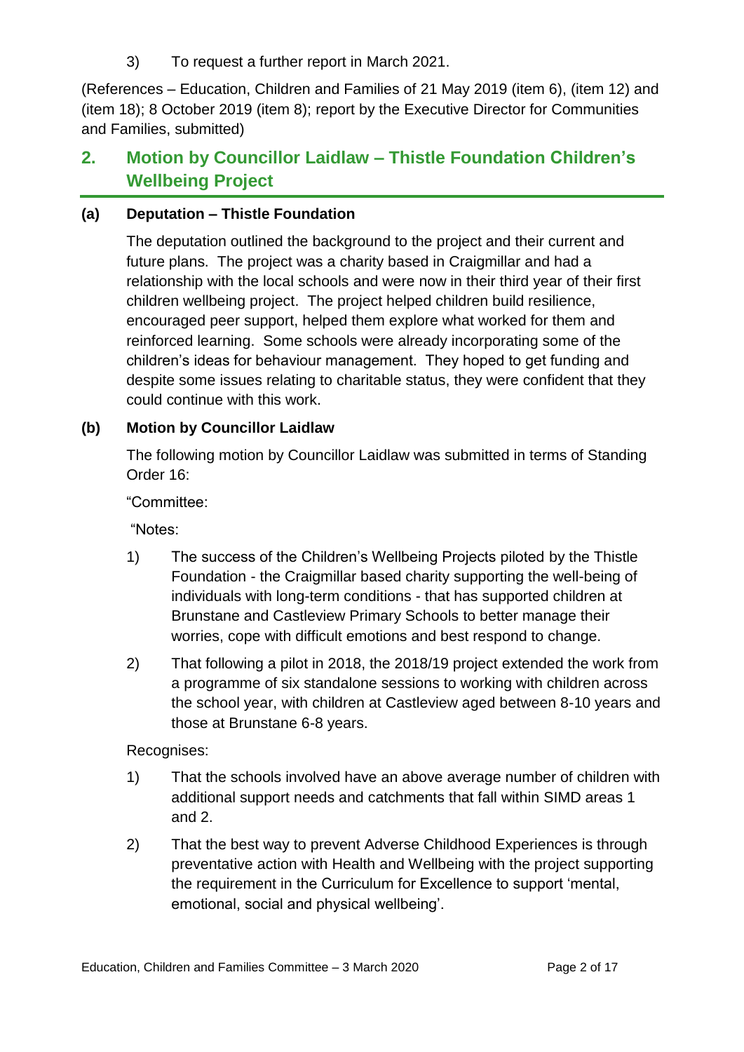3) To request a further report in March 2021.

(References – Education, Children and Families of 21 May 2019 (item 6), (item 12) and (item 18); 8 October 2019 (item 8); report by the Executive Director for Communities and Families, submitted)

## 2. Motion by Councillor Laidlaw – Thistle Foundation Children's Wellbeing Project

### (a) Deputation – Thistle Foundation

The deputation outlined the background to the project and their current and future plans. The project was a charity based in Craigmillar and had a relationship with the local schools and were now in their third year of their first children wellbeing project. The project helped children build resilience, encouraged peer support, helped them explore what worked for them and reinforced learning. Some schools were already incorporating some of the children's ideas for behaviour management. They hoped to get funding and despite some issues relating to charitable status, they were confident that they could continue with this work.

### (b) Motion by Councillor Laidlaw

The following motion by Councillor Laidlaw was submitted in terms of Standing Order 16:

"Committee:

"Notes:

1) The success of the Children's Wellbeing Projects piloted by the Thistle Foundation - the Craigmillar based charity supporting the well-being of individuals with long-term conditions - that has supported children at Brunstane and Castleview Primary Schools to better manage their worries, cope with difficult emotions and best respond to change.
2) That following a pilot in 2018, the 2018/19 project extended the work from a programme of six standalone sessions to working with children across the school year, with children at Castleview aged between 8-10 years and those at Brunstane 6-8 years.

Recognises:

1) That the schools involved have an above average number of children with additional support needs and catchments that fall within SIMD areas 1 and 2.
2) That the best way to prevent Adverse Childhood Experiences is through preventative action with Health and Wellbeing with the project supporting the requirement in the Curriculum for Excellence to support 'mental, emotional, social and physical wellbeing'.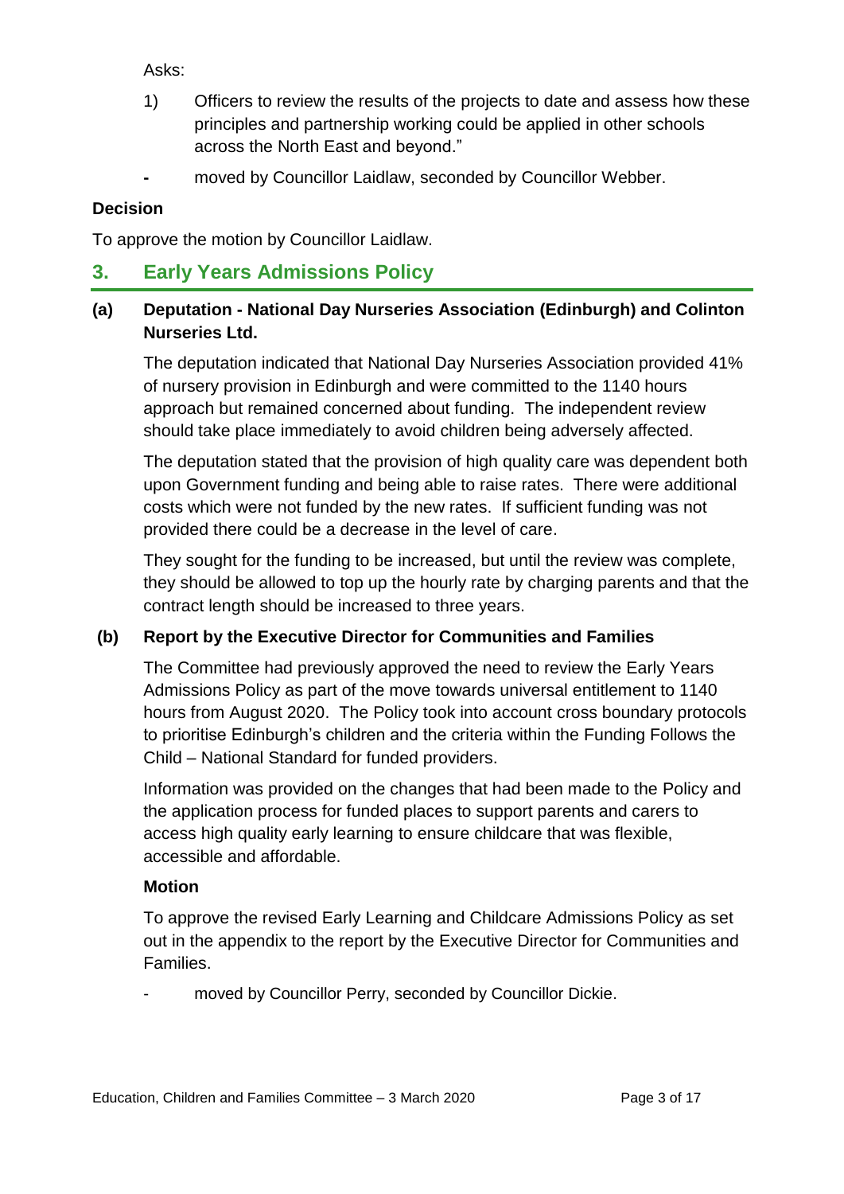Asks:

1) Officers to review the results of the projects to date and assess how these principles and partnership working could be applied in other schools across the North East and beyond."

- moved by Councillor Laidlaw, seconded by Councillor Webber.

**Decision**

To approve the motion by Councillor Laidlaw.

## 3. Early Years Admissions Policy

### (a) Deputation - National Day Nurseries Association (Edinburgh) and Colinton Nurseries Ltd.

The deputation indicated that National Day Nurseries Association provided 41% of nursery provision in Edinburgh and were committed to the 1140 hours approach but remained concerned about funding. The independent review should take place immediately to avoid children being adversely affected.

The deputation stated that the provision of high quality care was dependent both upon Government funding and being able to raise rates. There were additional costs which were not funded by the new rates. If sufficient funding was not provided there could be a decrease in the level of care.

They sought for the funding to be increased, but until the review was complete, they should be allowed to top up the hourly rate by charging parents and that the contract length should be increased to three years.

### (b) Report by the Executive Director for Communities and Families

The Committee had previously approved the need to review the Early Years Admissions Policy as part of the move towards universal entitlement to 1140 hours from August 2020. The Policy took into account cross boundary protocols to prioritise Edinburgh's children and the criteria within the Funding Follows the Child – National Standard for funded providers.

Information was provided on the changes that had been made to the Policy and the application process for funded places to support parents and carers to access high quality early learning to ensure childcare that was flexible, accessible and affordable.

**Motion**

To approve the revised Early Learning and Childcare Admissions Policy as set out in the appendix to the report by the Executive Director for Communities and Families.

- moved by Councillor Perry, seconded by Councillor Dickie.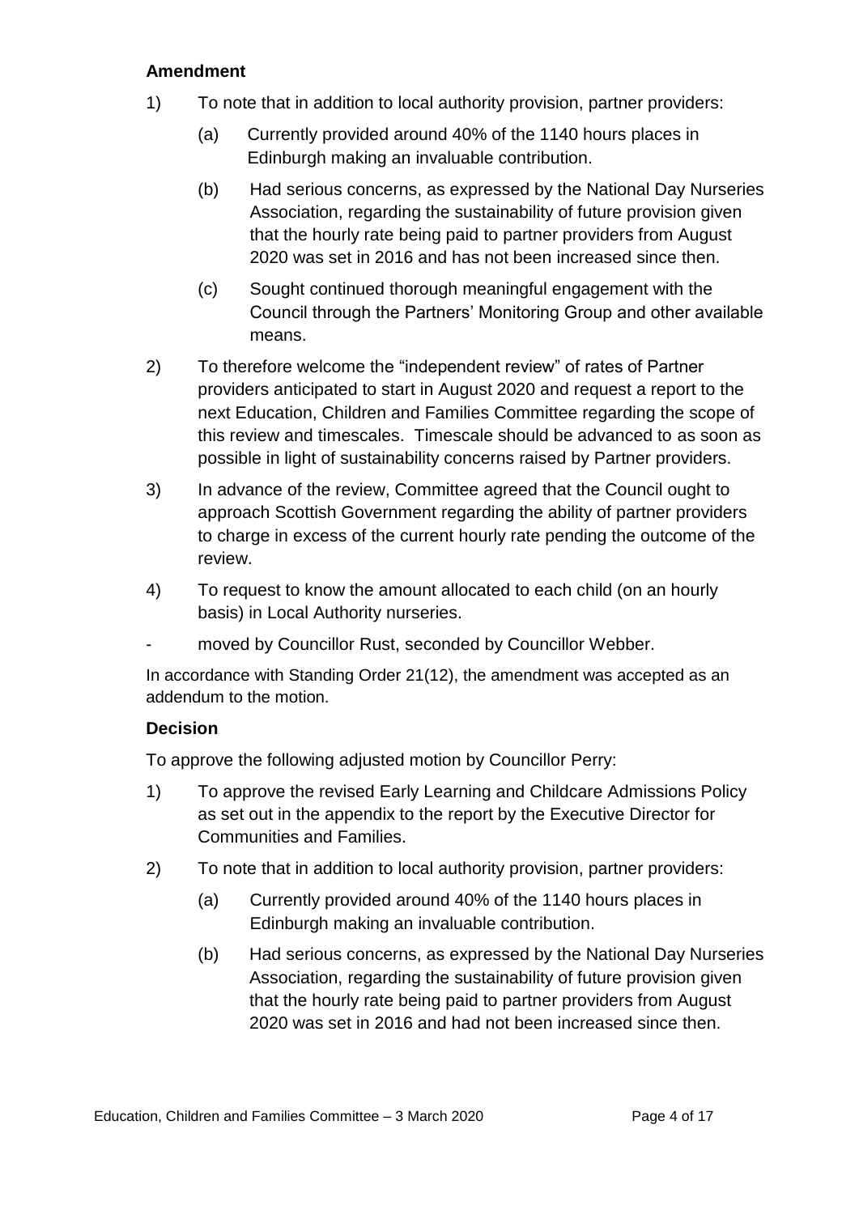**Amendment**

1) To note that in addition to local authority provision, partner providers:

   (a) Currently provided around 40% of the 1140 hours places in Edinburgh making an invaluable contribution.

   (b) Had serious concerns, as expressed by the National Day Nurseries Association, regarding the sustainability of future provision given that the hourly rate being paid to partner providers from August 2020 was set in 2016 and has not been increased since then.

   (c) Sought continued thorough meaningful engagement with the Council through the Partners' Monitoring Group and other available means.

2) To therefore welcome the "independent review" of rates of Partner providers anticipated to start in August 2020 and request a report to the next Education, Children and Families Committee regarding the scope of this review and timescales. Timescale should be advanced to as soon as possible in light of sustainability concerns raised by Partner providers.

3) In advance of the review, Committee agreed that the Council ought to approach Scottish Government regarding the ability of partner providers to charge in excess of the current hourly rate pending the outcome of the review.

4) To request to know the amount allocated to each child (on an hourly basis) in Local Authority nurseries.

- moved by Councillor Rust, seconded by Councillor Webber.

In accordance with Standing Order 21(12), the amendment was accepted as an addendum to the motion.

**Decision**

To approve the following adjusted motion by Councillor Perry:

1) To approve the revised Early Learning and Childcare Admissions Policy as set out in the appendix to the report by the Executive Director for Communities and Families.

2) To note that in addition to local authority provision, partner providers:

   (a) Currently provided around 40% of the 1140 hours places in Edinburgh making an invaluable contribution.

   (b) Had serious concerns, as expressed by the National Day Nurseries Association, regarding the sustainability of future provision given that the hourly rate being paid to partner providers from August 2020 was set in 2016 and had not been increased since then.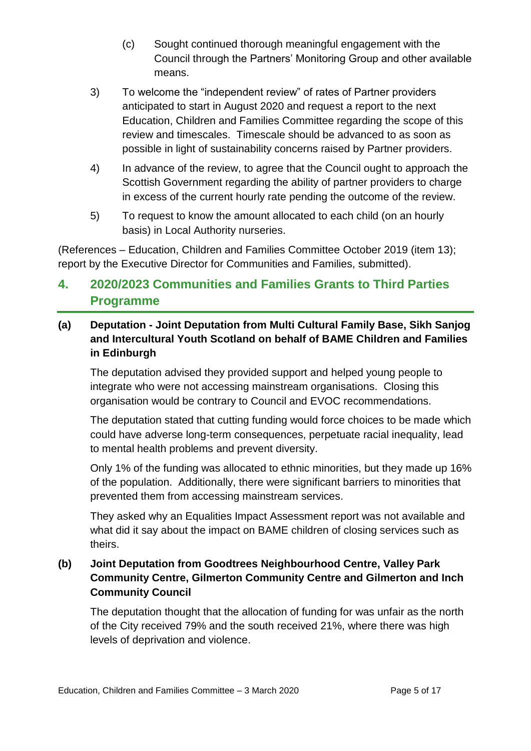(c) Sought continued thorough meaningful engagement with the Council through the Partners' Monitoring Group and other available means.

3) To welcome the "independent review" of rates of Partner providers anticipated to start in August 2020 and request a report to the next Education, Children and Families Committee regarding the scope of this review and timescales. Timescale should be advanced to as soon as possible in light of sustainability concerns raised by Partner providers.

4) In advance of the review, to agree that the Council ought to approach the Scottish Government regarding the ability of partner providers to charge in excess of the current hourly rate pending the outcome of the review.

5) To request to know the amount allocated to each child (on an hourly basis) in Local Authority nurseries.

(References – Education, Children and Families Committee October 2019 (item 13); report by the Executive Director for Communities and Families, submitted).

## 4. 2020/2023 Communities and Families Grants to Third Parties Programme

### (a) Deputation - Joint Deputation from Multi Cultural Family Base, Sikh Sanjog and Intercultural Youth Scotland on behalf of BAME Children and Families in Edinburgh

The deputation advised they provided support and helped young people to integrate who were not accessing mainstream organisations. Closing this organisation would be contrary to Council and EVOC recommendations.

The deputation stated that cutting funding would force choices to be made which could have adverse long-term consequences, perpetuate racial inequality, lead to mental health problems and prevent diversity.

Only 1% of the funding was allocated to ethnic minorities, but they made up 16% of the population. Additionally, there were significant barriers to minorities that prevented them from accessing mainstream services.

They asked why an Equalities Impact Assessment report was not available and what did it say about the impact on BAME children of closing services such as theirs.

### (b) Joint Deputation from Goodtrees Neighbourhood Centre, Valley Park Community Centre, Gilmerton Community Centre and Gilmerton and Inch Community Council

The deputation thought that the allocation of funding for was unfair as the north of the City received 79% and the south received 21%, where there was high levels of deprivation and violence.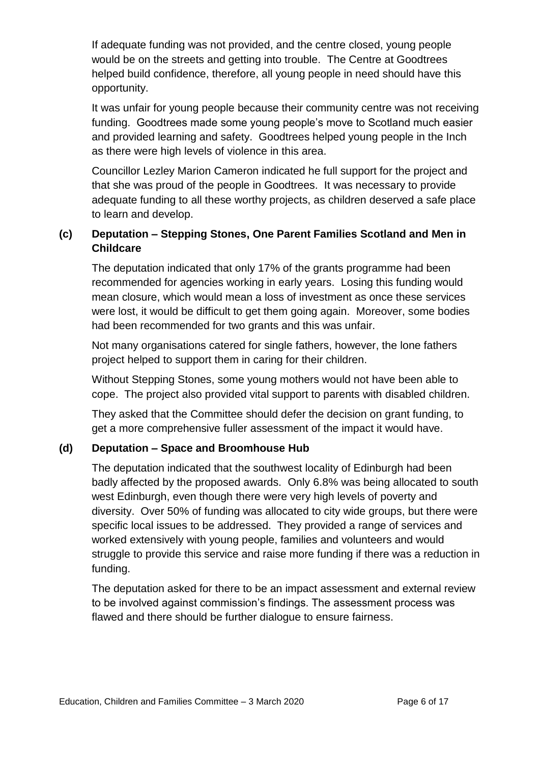If adequate funding was not provided, and the centre closed, young people would be on the streets and getting into trouble. The Centre at Goodtrees helped build confidence, therefore, all young people in need should have this opportunity.

It was unfair for young people because their community centre was not receiving funding. Goodtrees made some young people's move to Scotland much easier and provided learning and safety. Goodtrees helped young people in the Inch as there were high levels of violence in this area.

Councillor Lezley Marion Cameron indicated he full support for the project and that she was proud of the people in Goodtrees. It was necessary to provide adequate funding to all these worthy projects, as children deserved a safe place to learn and develop.

### (c) Deputation – Stepping Stones, One Parent Families Scotland and Men in Childcare

The deputation indicated that only 17% of the grants programme had been recommended for agencies working in early years. Losing this funding would mean closure, which would mean a loss of investment as once these services were lost, it would be difficult to get them going again. Moreover, some bodies had been recommended for two grants and this was unfair.

Not many organisations catered for single fathers, however, the lone fathers project helped to support them in caring for their children.

Without Stepping Stones, some young mothers would not have been able to cope. The project also provided vital support to parents with disabled children.

They asked that the Committee should defer the decision on grant funding, to get a more comprehensive fuller assessment of the impact it would have.

### (d) Deputation – Space and Broomhouse Hub

The deputation indicated that the southwest locality of Edinburgh had been badly affected by the proposed awards. Only 6.8% was being allocated to south west Edinburgh, even though there were very high levels of poverty and diversity. Over 50% of funding was allocated to city wide groups, but there were specific local issues to be addressed. They provided a range of services and worked extensively with young people, families and volunteers and would struggle to provide this service and raise more funding if there was a reduction in funding.

The deputation asked for there to be an impact assessment and external review to be involved against commission's findings. The assessment process was flawed and there should be further dialogue to ensure fairness.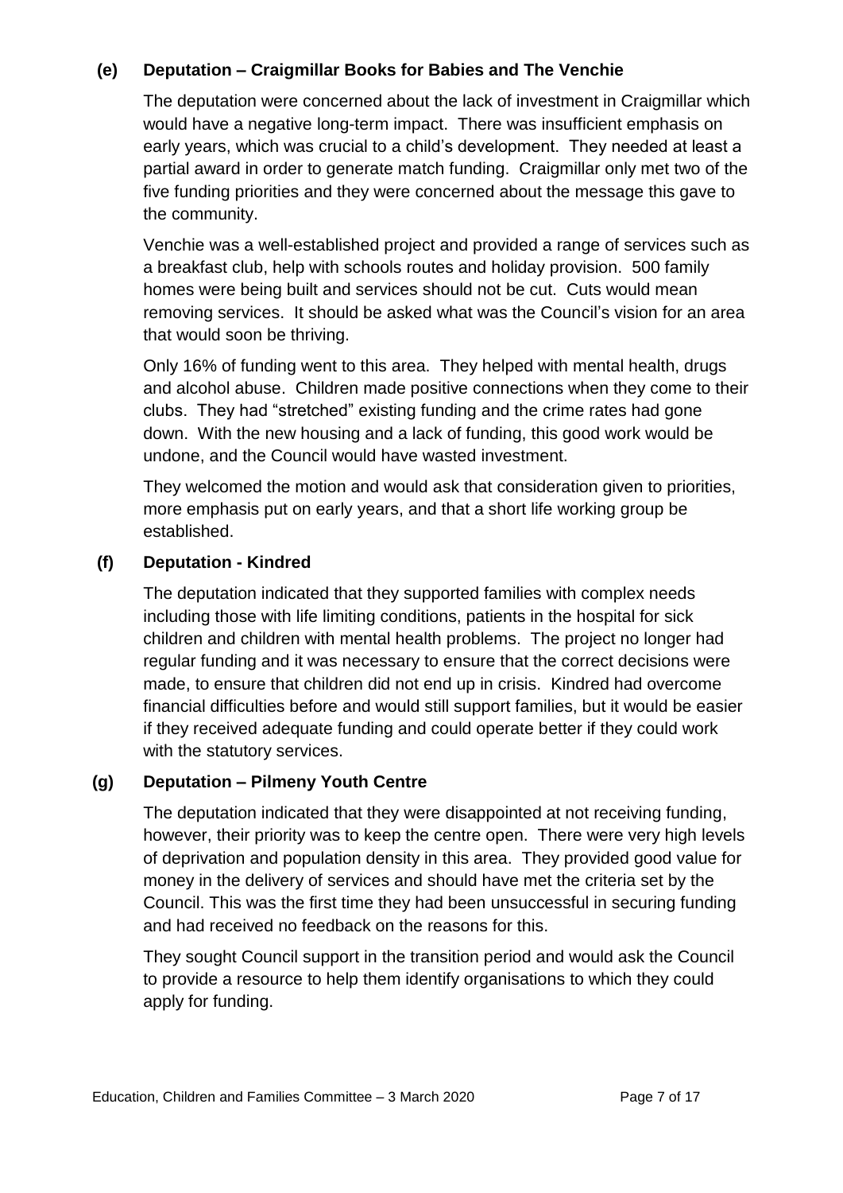### (e) Deputation – Craigmillar Books for Babies and The Venchie

The deputation were concerned about the lack of investment in Craigmillar which would have a negative long-term impact. There was insufficient emphasis on early years, which was crucial to a child's development. They needed at least a partial award in order to generate match funding. Craigmillar only met two of the five funding priorities and they were concerned about the message this gave to the community.

Venchie was a well-established project and provided a range of services such as a breakfast club, help with schools routes and holiday provision. 500 family homes were being built and services should not be cut. Cuts would mean removing services. It should be asked what was the Council's vision for an area that would soon be thriving.

Only 16% of funding went to this area. They helped with mental health, drugs and alcohol abuse. Children made positive connections when they come to their clubs. They had "stretched" existing funding and the crime rates had gone down. With the new housing and a lack of funding, this good work would be undone, and the Council would have wasted investment.

They welcomed the motion and would ask that consideration given to priorities, more emphasis put on early years, and that a short life working group be established.

### (f) Deputation - Kindred

The deputation indicated that they supported families with complex needs including those with life limiting conditions, patients in the hospital for sick children and children with mental health problems. The project no longer had regular funding and it was necessary to ensure that the correct decisions were made, to ensure that children did not end up in crisis. Kindred had overcome financial difficulties before and would still support families, but it would be easier if they received adequate funding and could operate better if they could work with the statutory services.

### (g) Deputation – Pilmeny Youth Centre

The deputation indicated that they were disappointed at not receiving funding, however, their priority was to keep the centre open. There were very high levels of deprivation and population density in this area. They provided good value for money in the delivery of services and should have met the criteria set by the Council. This was the first time they had been unsuccessful in securing funding and had received no feedback on the reasons for this.

They sought Council support in the transition period and would ask the Council to provide a resource to help them identify organisations to which they could apply for funding.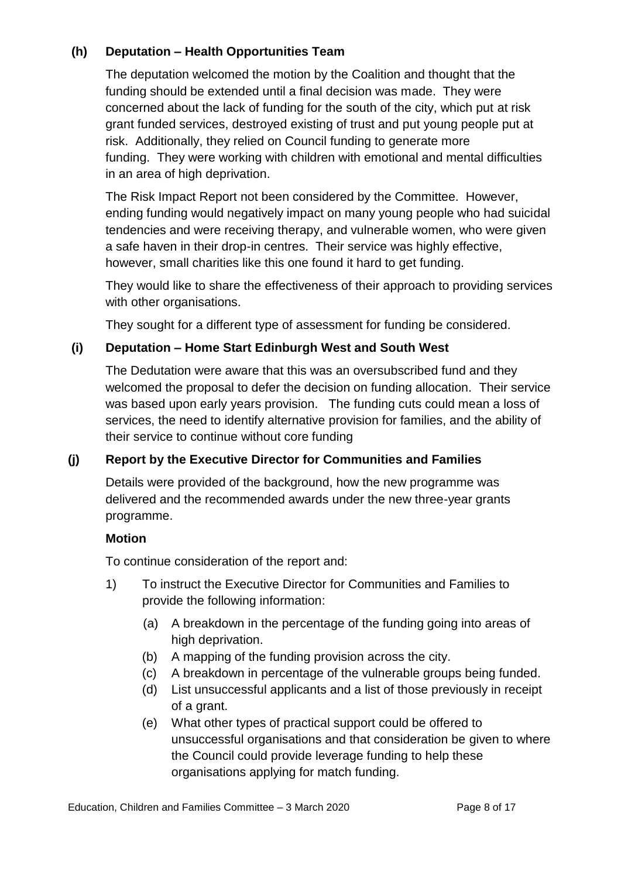### (h) Deputation – Health Opportunities Team

The deputation welcomed the motion by the Coalition and thought that the funding should be extended until a final decision was made. They were concerned about the lack of funding for the south of the city, which put at risk grant funded services, destroyed existing of trust and put young people put at risk. Additionally, they relied on Council funding to generate more funding. They were working with children with emotional and mental difficulties in an area of high deprivation.

The Risk Impact Report not been considered by the Committee. However, ending funding would negatively impact on many young people who had suicidal tendencies and were receiving therapy, and vulnerable women, who were given a safe haven in their drop-in centres. Their service was highly effective, however, small charities like this one found it hard to get funding.

They would like to share the effectiveness of their approach to providing services with other organisations.

They sought for a different type of assessment for funding be considered.

### (i) Deputation – Home Start Edinburgh West and South West

The Dedutation were aware that this was an oversubscribed fund and they welcomed the proposal to defer the decision on funding allocation. Their service was based upon early years provision. The funding cuts could mean a loss of services, the need to identify alternative provision for families, and the ability of their service to continue without core funding

### (j) Report by the Executive Director for Communities and Families

Details were provided of the background, how the new programme was delivered and the recommended awards under the new three-year grants programme.

**Motion**

To continue consideration of the report and:

1) To instruct the Executive Director for Communities and Families to provide the following information:

   (a) A breakdown in the percentage of the funding going into areas of high deprivation.

   (b) A mapping of the funding provision across the city.

   (c) A breakdown in percentage of the vulnerable groups being funded.

   (d) List unsuccessful applicants and a list of those previously in receipt of a grant.

   (e) What other types of practical support could be offered to unsuccessful organisations and that consideration be given to where the Council could provide leverage funding to help these organisations applying for match funding.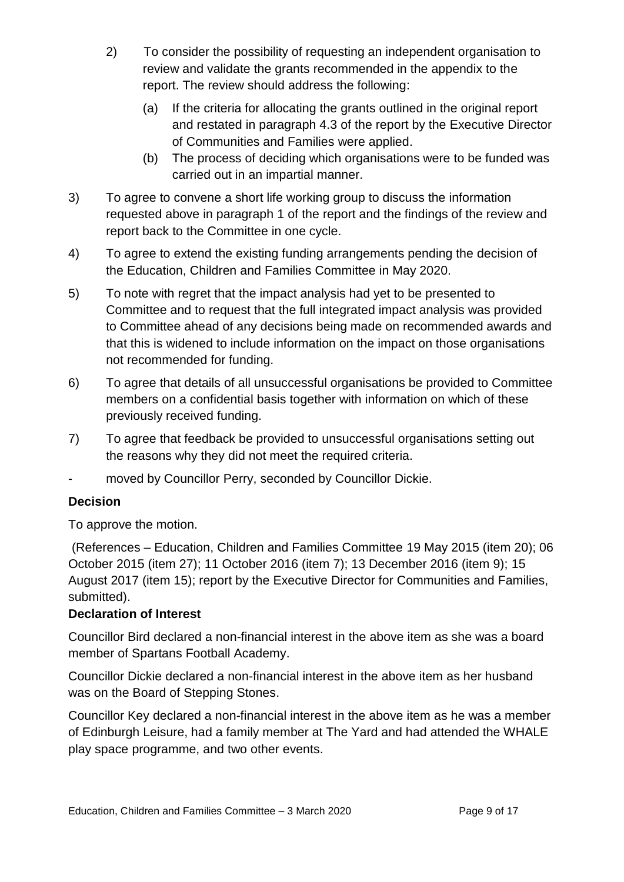2) To consider the possibility of requesting an independent organisation to review and validate the grants recommended in the appendix to the report. The review should address the following:

   (a) If the criteria for allocating the grants outlined in the original report and restated in paragraph 4.3 of the report by the Executive Director of Communities and Families were applied.

   (b) The process of deciding which organisations were to be funded was carried out in an impartial manner.

3) To agree to convene a short life working group to discuss the information requested above in paragraph 1 of the report and the findings of the review and report back to the Committee in one cycle.

4) To agree to extend the existing funding arrangements pending the decision of the Education, Children and Families Committee in May 2020.

5) To note with regret that the impact analysis had yet to be presented to Committee and to request that the full integrated impact analysis was provided to Committee ahead of any decisions being made on recommended awards and that this is widened to include information on the impact on those organisations not recommended for funding.

6) To agree that details of all unsuccessful organisations be provided to Committee members on a confidential basis together with information on which of these previously received funding.

7) To agree that feedback be provided to unsuccessful organisations setting out the reasons why they did not meet the required criteria.

- moved by Councillor Perry, seconded by Councillor Dickie.

**Decision**

To approve the motion.

(References – Education, Children and Families Committee 19 May 2015 (item 20); 06 October 2015 (item 27); 11 October 2016 (item 7); 13 December 2016 (item 9); 15 August 2017 (item 15); report by the Executive Director for Communities and Families, submitted).

**Declaration of Interest**

Councillor Bird declared a non-financial interest in the above item as she was a board member of Spartans Football Academy.

Councillor Dickie declared a non-financial interest in the above item as her husband was on the Board of Stepping Stones.

Councillor Key declared a non-financial interest in the above item as he was a member of Edinburgh Leisure, had a family member at The Yard and had attended the WHALE play space programme, and two other events.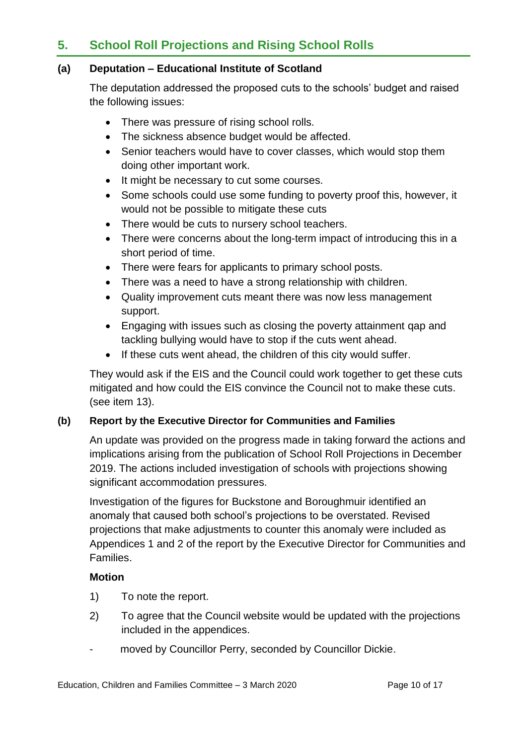## 5. School Roll Projections and Rising School Rolls

### (a) Deputation – Educational Institute of Scotland

The deputation addressed the proposed cuts to the schools' budget and raised the following issues:

- There was pressure of rising school rolls.
- The sickness absence budget would be affected.
- Senior teachers would have to cover classes, which would stop them doing other important work.
- It might be necessary to cut some courses.
- Some schools could use some funding to poverty proof this, however, it would not be possible to mitigate these cuts
- There would be cuts to nursery school teachers.
- There were concerns about the long-term impact of introducing this in a short period of time.
- There were fears for applicants to primary school posts.
- There was a need to have a strong relationship with children.
- Quality improvement cuts meant there was now less management support.
- Engaging with issues such as closing the poverty attainment qap and tackling bullying would have to stop if the cuts went ahead.
- If these cuts went ahead, the children of this city would suffer.

They would ask if the EIS and the Council could work together to get these cuts mitigated and how could the EIS convince the Council not to make these cuts. (see item 13).

### (b) Report by the Executive Director for Communities and Families

An update was provided on the progress made in taking forward the actions and implications arising from the publication of School Roll Projections in December 2019. The actions included investigation of schools with projections showing significant accommodation pressures.

Investigation of the figures for Buckstone and Boroughmuir identified an anomaly that caused both school's projections to be overstated. Revised projections that make adjustments to counter this anomaly were included as Appendices 1 and 2 of the report by the Executive Director for Communities and Families.

**Motion**

1) To note the report.

2) To agree that the Council website would be updated with the projections included in the appendices.

- moved by Councillor Perry, seconded by Councillor Dickie.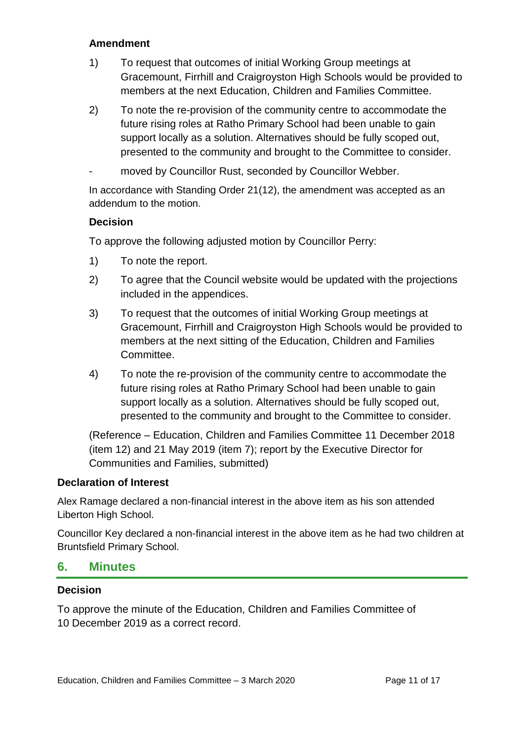**Amendment**

1) To request that outcomes of initial Working Group meetings at Gracemount, Firrhill and Craigroyston High Schools would be provided to members at the next Education, Children and Families Committee.

2) To note the re-provision of the community centre to accommodate the future rising roles at Ratho Primary School had been unable to gain support locally as a solution. Alternatives should be fully scoped out, presented to the community and brought to the Committee to consider.

- moved by Councillor Rust, seconded by Councillor Webber.

In accordance with Standing Order 21(12), the amendment was accepted as an addendum to the motion.

**Decision**

To approve the following adjusted motion by Councillor Perry:

1) To note the report.

2) To agree that the Council website would be updated with the projections included in the appendices.

3) To request that the outcomes of initial Working Group meetings at Gracemount, Firrhill and Craigroyston High Schools would be provided to members at the next sitting of the Education, Children and Families Committee.

4) To note the re-provision of the community centre to accommodate the future rising roles at Ratho Primary School had been unable to gain support locally as a solution. Alternatives should be fully scoped out, presented to the community and brought to the Committee to consider.

(Reference – Education, Children and Families Committee 11 December 2018 (item 12) and 21 May 2019 (item 7); report by the Executive Director for Communities and Families, submitted)

**Declaration of Interest**

Alex Ramage declared a non-financial interest in the above item as his son attended Liberton High School.

Councillor Key declared a non-financial interest in the above item as he had two children at Bruntsfield Primary School.

## 6. Minutes

**Decision**

To approve the minute of the Education, Children and Families Committee of 10 December 2019 as a correct record.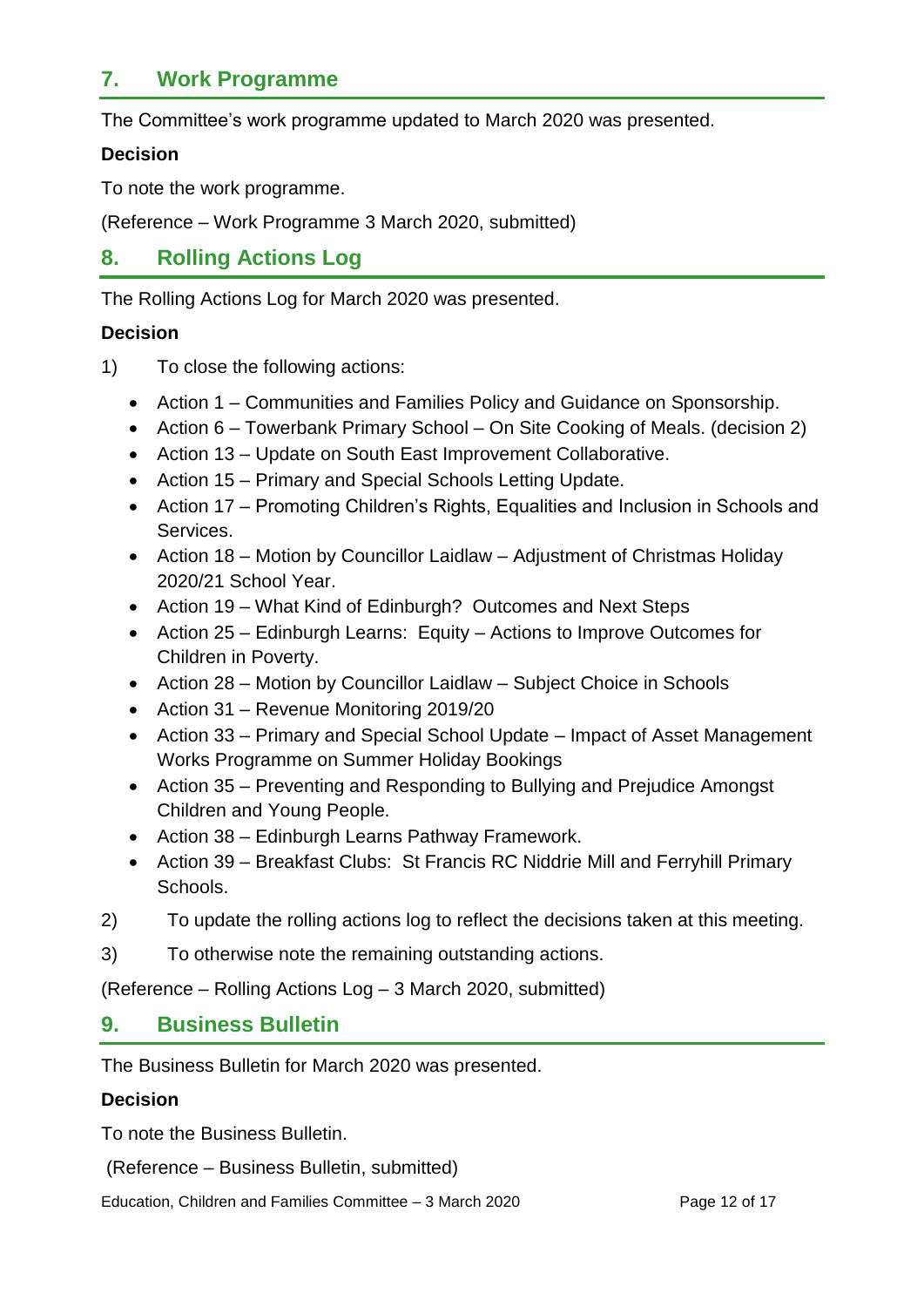## 7. Work Programme

The Committee's work programme updated to March 2020 was presented.

**Decision**

To note the work programme.

(Reference – Work Programme 3 March 2020, submitted)

## 8. Rolling Actions Log

The Rolling Actions Log for March 2020 was presented.

**Decision**

1) To close the following actions:

- Action 1 – Communities and Families Policy and Guidance on Sponsorship.
- Action 6 – Towerbank Primary School – On Site Cooking of Meals. (decision 2)
- Action 13 – Update on South East Improvement Collaborative.
- Action 15 – Primary and Special Schools Letting Update.
- Action 17 – Promoting Children's Rights, Equalities and Inclusion in Schools and Services.
- Action 18 – Motion by Councillor Laidlaw – Adjustment of Christmas Holiday 2020/21 School Year.
- Action 19 – What Kind of Edinburgh? Outcomes and Next Steps
- Action 25 – Edinburgh Learns: Equity – Actions to Improve Outcomes for Children in Poverty.
- Action 28 – Motion by Councillor Laidlaw – Subject Choice in Schools
- Action 31 – Revenue Monitoring 2019/20
- Action 33 – Primary and Special School Update – Impact of Asset Management Works Programme on Summer Holiday Bookings
- Action 35 – Preventing and Responding to Bullying and Prejudice Amongst Children and Young People.
- Action 38 – Edinburgh Learns Pathway Framework.
- Action 39 – Breakfast Clubs: St Francis RC Niddrie Mill and Ferryhill Primary Schools.

2) To update the rolling actions log to reflect the decisions taken at this meeting.

3) To otherwise note the remaining outstanding actions.

(Reference – Rolling Actions Log – 3 March 2020, submitted)

## 9. Business Bulletin

The Business Bulletin for March 2020 was presented.

**Decision**

To note the Business Bulletin.

(Reference – Business Bulletin, submitted)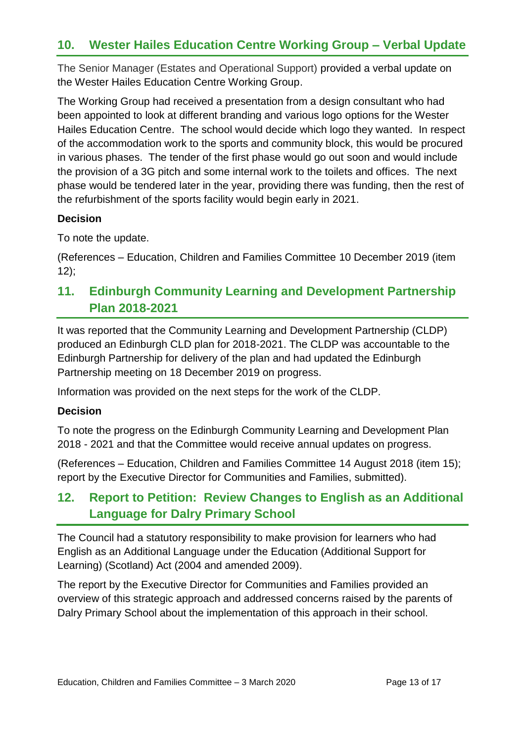## 10. Wester Hailes Education Centre Working Group – Verbal Update

The Senior Manager (Estates and Operational Support) provided a verbal update on the Wester Hailes Education Centre Working Group.

The Working Group had received a presentation from a design consultant who had been appointed to look at different branding and various logo options for the Wester Hailes Education Centre. The school would decide which logo they wanted. In respect of the accommodation work to the sports and community block, this would be procured in various phases. The tender of the first phase would go out soon and would include the provision of a 3G pitch and some internal work to the toilets and offices. The next phase would be tendered later in the year, providing there was funding, then the rest of the refurbishment of the sports facility would begin early in 2021.

**Decision**

To note the update.

(References – Education, Children and Families Committee 10 December 2019 (item 12);

## 11. Edinburgh Community Learning and Development Partnership Plan 2018-2021

It was reported that the Community Learning and Development Partnership (CLDP) produced an Edinburgh CLD plan for 2018-2021. The CLDP was accountable to the Edinburgh Partnership for delivery of the plan and had updated the Edinburgh Partnership meeting on 18 December 2019 on progress.

Information was provided on the next steps for the work of the CLDP.

**Decision**

To note the progress on the Edinburgh Community Learning and Development Plan 2018 - 2021 and that the Committee would receive annual updates on progress.

(References – Education, Children and Families Committee 14 August 2018 (item 15); report by the Executive Director for Communities and Families, submitted).

## 12. Report to Petition: Review Changes to English as an Additional Language for Dalry Primary School

The Council had a statutory responsibility to make provision for learners who had English as an Additional Language under the Education (Additional Support for Learning) (Scotland) Act (2004 and amended 2009).

The report by the Executive Director for Communities and Families provided an overview of this strategic approach and addressed concerns raised by the parents of Dalry Primary School about the implementation of this approach in their school.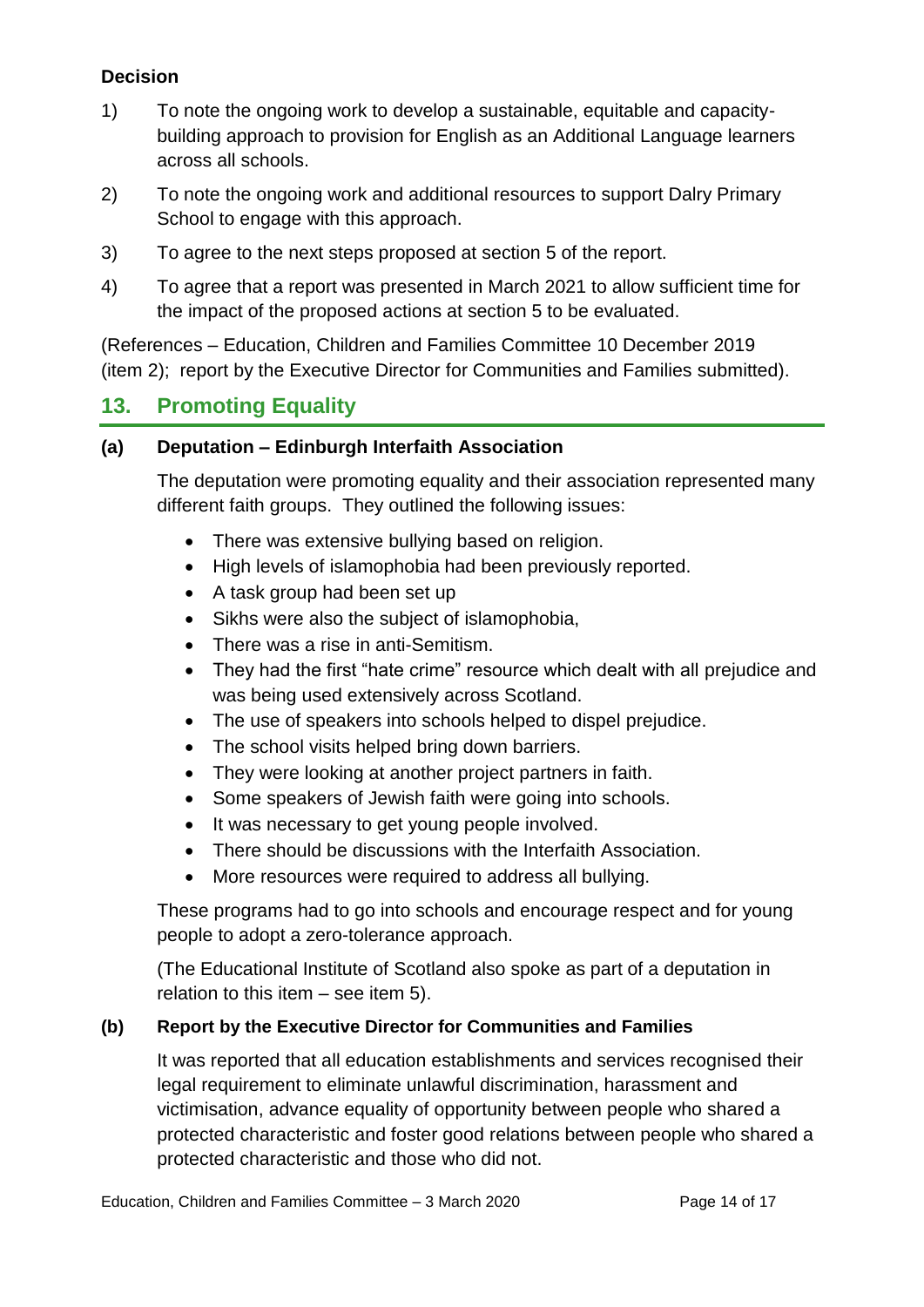**Decision**

1) To note the ongoing work to develop a sustainable, equitable and capacity-building approach to provision for English as an Additional Language learners across all schools.

2) To note the ongoing work and additional resources to support Dalry Primary School to engage with this approach.

3) To agree to the next steps proposed at section 5 of the report.

4) To agree that a report was presented in March 2021 to allow sufficient time for the impact of the proposed actions at section 5 to be evaluated.

(References – Education, Children and Families Committee 10 December 2019 (item 2); report by the Executive Director for Communities and Families submitted).

## 13. Promoting Equality

### (a) Deputation – Edinburgh Interfaith Association

The deputation were promoting equality and their association represented many different faith groups. They outlined the following issues:

- There was extensive bullying based on religion.
- High levels of islamophobia had been previously reported.
- A task group had been set up
- Sikhs were also the subject of islamophobia,
- There was a rise in anti-Semitism.
- They had the first "hate crime" resource which dealt with all prejudice and was being used extensively across Scotland.
- The use of speakers into schools helped to dispel prejudice.
- The school visits helped bring down barriers.
- They were looking at another project partners in faith.
- Some speakers of Jewish faith were going into schools.
- It was necessary to get young people involved.
- There should be discussions with the Interfaith Association.
- More resources were required to address all bullying.

These programs had to go into schools and encourage respect and for young people to adopt a zero-tolerance approach.

(The Educational Institute of Scotland also spoke as part of a deputation in relation to this item – see item 5).

### (b) Report by the Executive Director for Communities and Families

It was reported that all education establishments and services recognised their legal requirement to eliminate unlawful discrimination, harassment and victimisation, advance equality of opportunity between people who shared a protected characteristic and foster good relations between people who shared a protected characteristic and those who did not.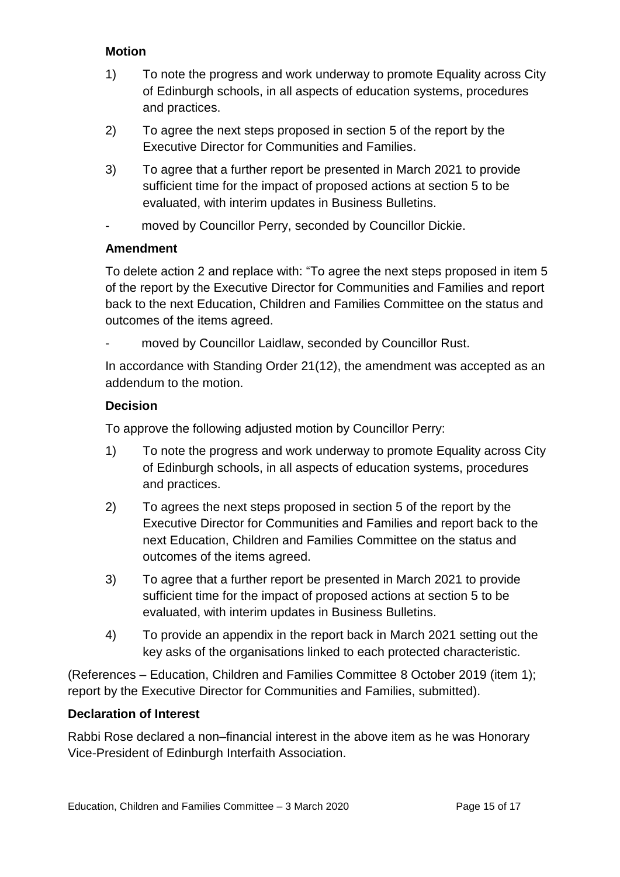**Motion**

1) To note the progress and work underway to promote Equality across City of Edinburgh schools, in all aspects of education systems, procedures and practices.

2) To agree the next steps proposed in section 5 of the report by the Executive Director for Communities and Families.

3) To agree that a further report be presented in March 2021 to provide sufficient time for the impact of proposed actions at section 5 to be evaluated, with interim updates in Business Bulletins.

- moved by Councillor Perry, seconded by Councillor Dickie.

**Amendment**

To delete action 2 and replace with: "To agree the next steps proposed in item 5 of the report by the Executive Director for Communities and Families and report back to the next Education, Children and Families Committee on the status and outcomes of the items agreed.

- moved by Councillor Laidlaw, seconded by Councillor Rust.

In accordance with Standing Order 21(12), the amendment was accepted as an addendum to the motion.

**Decision**

To approve the following adjusted motion by Councillor Perry:

1) To note the progress and work underway to promote Equality across City of Edinburgh schools, in all aspects of education systems, procedures and practices.

2) To agrees the next steps proposed in section 5 of the report by the Executive Director for Communities and Families and report back to the next Education, Children and Families Committee on the status and outcomes of the items agreed.

3) To agree that a further report be presented in March 2021 to provide sufficient time for the impact of proposed actions at section 5 to be evaluated, with interim updates in Business Bulletins.

4) To provide an appendix in the report back in March 2021 setting out the key asks of the organisations linked to each protected characteristic.

(References – Education, Children and Families Committee 8 October 2019 (item 1); report by the Executive Director for Communities and Families, submitted).

**Declaration of Interest**

Rabbi Rose declared a non–financial interest in the above item as he was Honorary Vice-President of Edinburgh Interfaith Association.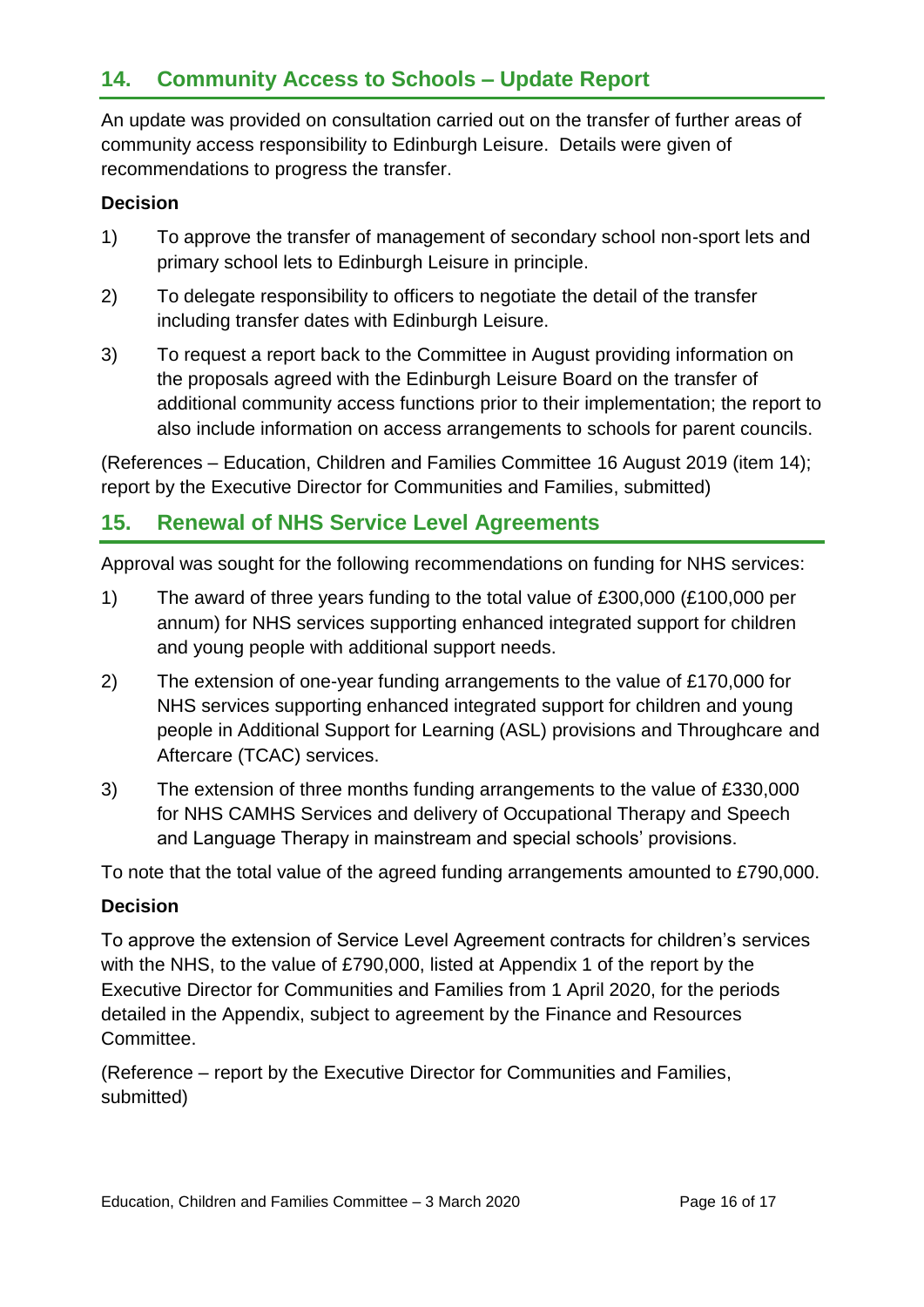## 14. Community Access to Schools – Update Report

An update was provided on consultation carried out on the transfer of further areas of community access responsibility to Edinburgh Leisure. Details were given of recommendations to progress the transfer.

**Decision**

1) To approve the transfer of management of secondary school non-sport lets and primary school lets to Edinburgh Leisure in principle.

2) To delegate responsibility to officers to negotiate the detail of the transfer including transfer dates with Edinburgh Leisure.

3) To request a report back to the Committee in August providing information on the proposals agreed with the Edinburgh Leisure Board on the transfer of additional community access functions prior to their implementation; the report to also include information on access arrangements to schools for parent councils.

(References – Education, Children and Families Committee 16 August 2019 (item 14); report by the Executive Director for Communities and Families, submitted)

## 15. Renewal of NHS Service Level Agreements

Approval was sought for the following recommendations on funding for NHS services:

1) The award of three years funding to the total value of £300,000 (£100,000 per annum) for NHS services supporting enhanced integrated support for children and young people with additional support needs.

2) The extension of one-year funding arrangements to the value of £170,000 for NHS services supporting enhanced integrated support for children and young people in Additional Support for Learning (ASL) provisions and Throughcare and Aftercare (TCAC) services.

3) The extension of three months funding arrangements to the value of £330,000 for NHS CAMHS Services and delivery of Occupational Therapy and Speech and Language Therapy in mainstream and special schools' provisions.

To note that the total value of the agreed funding arrangements amounted to £790,000.

**Decision**

To approve the extension of Service Level Agreement contracts for children's services with the NHS, to the value of £790,000, listed at Appendix 1 of the report by the Executive Director for Communities and Families from 1 April 2020, for the periods detailed in the Appendix, subject to agreement by the Finance and Resources Committee.

(Reference – report by the Executive Director for Communities and Families, submitted)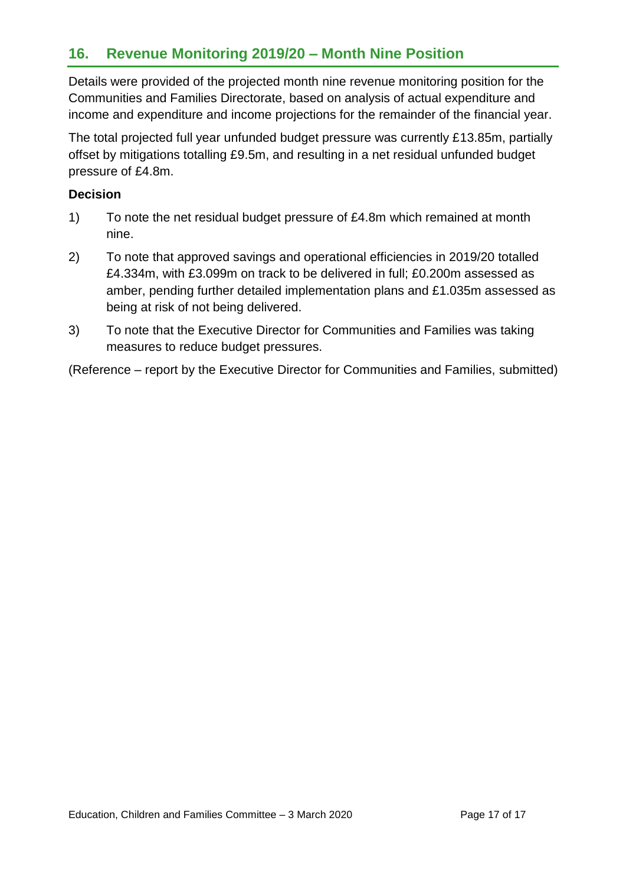## 16. Revenue Monitoring 2019/20 – Month Nine Position

Details were provided of the projected month nine revenue monitoring position for the Communities and Families Directorate, based on analysis of actual expenditure and income and expenditure and income projections for the remainder of the financial year.

The total projected full year unfunded budget pressure was currently £13.85m, partially offset by mitigations totalling £9.5m, and resulting in a net residual unfunded budget pressure of £4.8m.

**Decision**

1) To note the net residual budget pressure of £4.8m which remained at month nine.

2) To note that approved savings and operational efficiencies in 2019/20 totalled £4.334m, with £3.099m on track to be delivered in full; £0.200m assessed as amber, pending further detailed implementation plans and £1.035m assessed as being at risk of not being delivered.

3) To note that the Executive Director for Communities and Families was taking measures to reduce budget pressures.

(Reference – report by the Executive Director for Communities and Families, submitted)